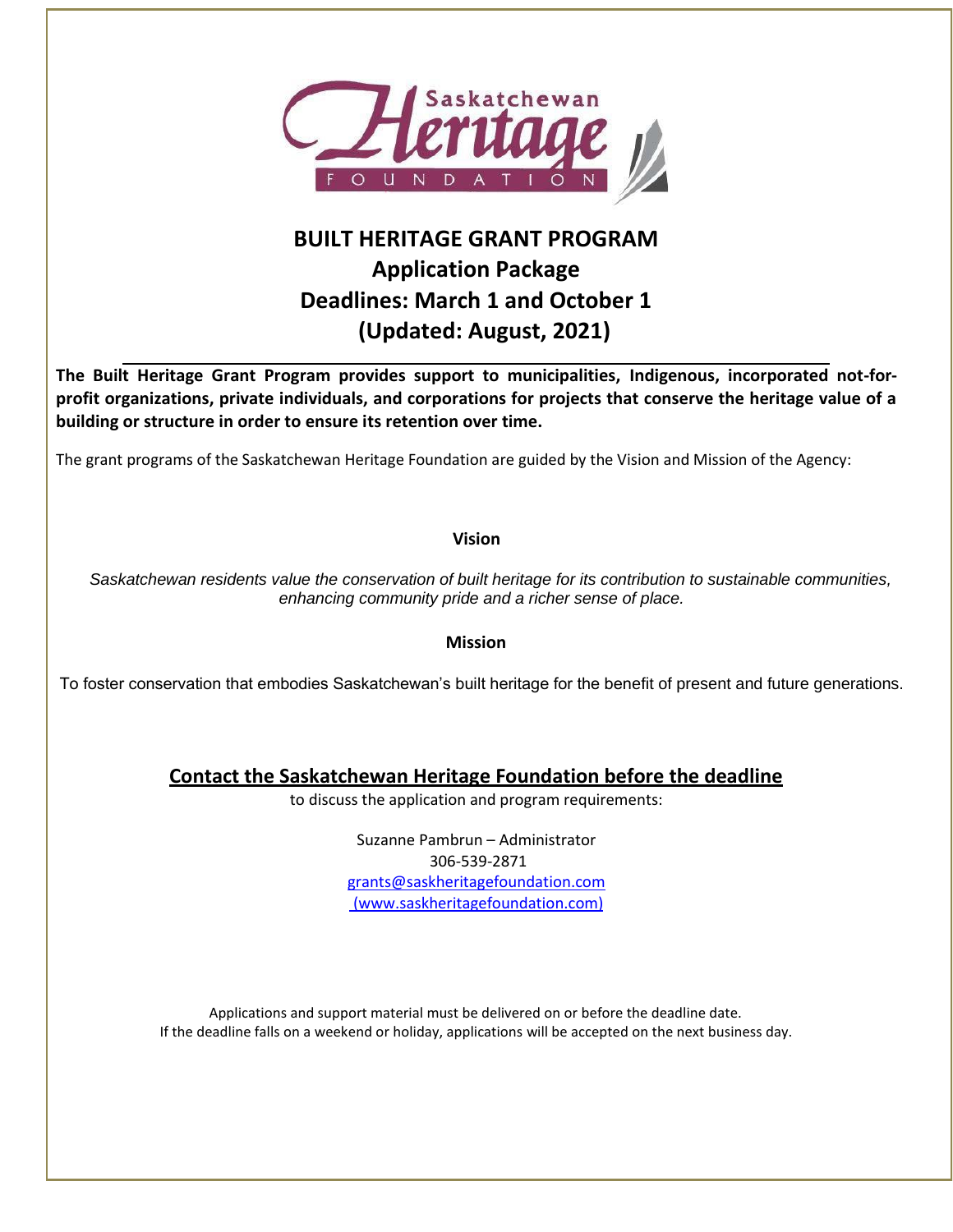Saskatchewan Heritage Foundation

# BUILT HERITAGE GRANT PROGRAM

## Application Package

## Deadlines: March 1 and October 1

## (Updated: August, 2021)

**The Built Heritage Grant Program provides support to municipalities, Indigenous, incorporated not-for-profit organizations, private individuals, and corporations for projects that conserve the heritage value of a building or structure in order to ensure its retention over time.**

The grant programs of the Saskatchewan Heritage Foundation are guided by the Vision and Mission of the Agency:

**Vision**

*Saskatchewan residents value the conservation of built heritage for its contribution to sustainable communities, enhancing community pride and a richer sense of place.*

**Mission**

To foster conservation that embodies Saskatchewan's built heritage for the benefit of present and future generations.

**Contact the Saskatchewan Heritage Foundation before the deadline**

to discuss the application and program requirements:

Suzanne Pambrun – Administrator
306-539-2871
grants@saskheritagefoundation.com
(www.saskheritagefoundation.com)

Applications and support material must be delivered on or before the deadline date.
If the deadline falls on a weekend or holiday, applications will be accepted on the next business day.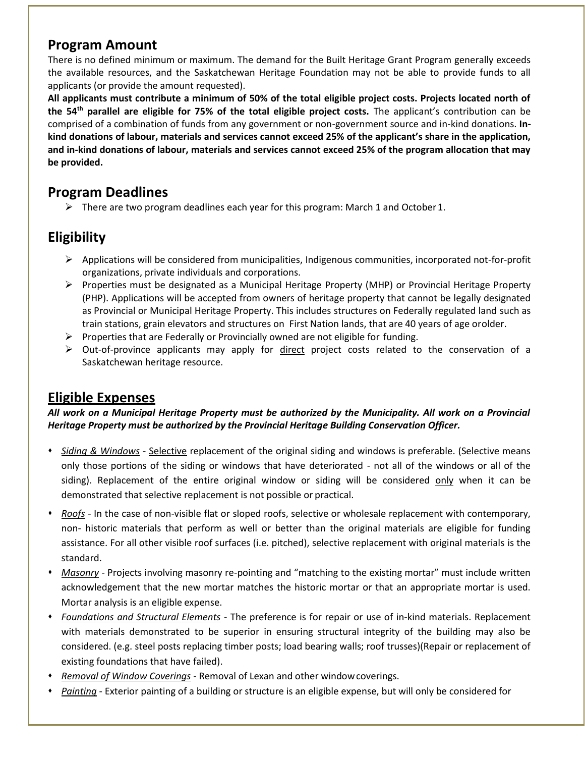## Program Amount

There is no defined minimum or maximum. The demand for the Built Heritage Grant Program generally exceeds the available resources, and the Saskatchewan Heritage Foundation may not be able to provide funds to all applicants (or provide the amount requested).

**All applicants must contribute a minimum of 50% of the total eligible project costs. Projects located north of the 54th parallel are eligible for 75% of the total eligible project costs.** The applicant's contribution can be comprised of a combination of funds from any government or non-government source and in-kind donations. **In-kind donations of labour, materials and services cannot exceed 25% of the applicant's share in the application, and in-kind donations of labour, materials and services cannot exceed 25% of the program allocation that may be provided.**

## Program Deadlines

- There are two program deadlines each year for this program: March 1 and October 1.

## Eligibility

- Applications will be considered from municipalities, Indigenous communities, incorporated not-for-profit organizations, private individuals and corporations.
- Properties must be designated as a Municipal Heritage Property (MHP) or Provincial Heritage Property (PHP). Applications will be accepted from owners of heritage property that cannot be legally designated as Provincial or Municipal Heritage Property. This includes structures on Federally regulated land such as train stations, grain elevators and structures on First Nation lands, that are 40 years of age or older.
- Properties that are Federally or Provincially owned are not eligible for funding.
- Out-of-province applicants may apply for direct project costs related to the conservation of a Saskatchewan heritage resource.

## Eligible Expenses

***All work on a Municipal Heritage Property must be authorized by the Municipality. All work on a Provincial Heritage Property must be authorized by the Provincial Heritage Building Conservation Officer.***

- *Siding & Windows* - Selective replacement of the original siding and windows is preferable. (Selective means only those portions of the siding or windows that have deteriorated - not all of the windows or all of the siding). Replacement of the entire original window or siding will be considered only when it can be demonstrated that selective replacement is not possible or practical.
- *Roofs* - In the case of non-visible flat or sloped roofs, selective or wholesale replacement with contemporary, non- historic materials that perform as well or better than the original materials are eligible for funding assistance. For all other visible roof surfaces (i.e. pitched), selective replacement with original materials is the standard.
- *Masonry* - Projects involving masonry re-pointing and "matching to the existing mortar" must include written acknowledgement that the new mortar matches the historic mortar or that an appropriate mortar is used. Mortar analysis is an eligible expense.
- *Foundations and Structural Elements* - The preference is for repair or use of in-kind materials. Replacement with materials demonstrated to be superior in ensuring structural integrity of the building may also be considered. (e.g. steel posts replacing timber posts; load bearing walls; roof trusses)(Repair or replacement of existing foundations that have failed).
- *Removal of Window Coverings* - Removal of Lexan and other window coverings.
- *Painting* - Exterior painting of a building or structure is an eligible expense, but will only be considered for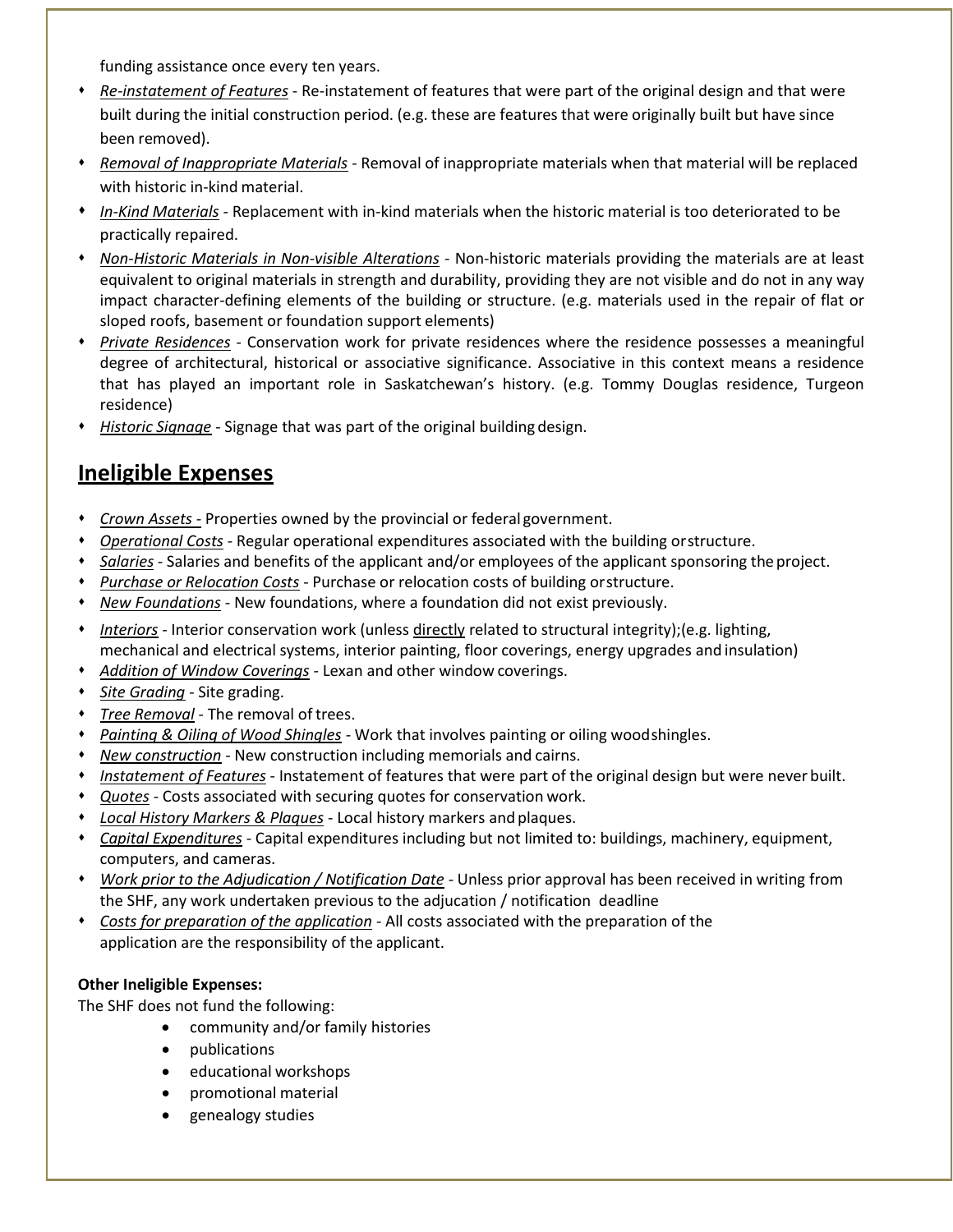funding assistance once every ten years.

- *Re-instatement of Features* - Re-instatement of features that were part of the original design and that were built during the initial construction period. (e.g. these are features that were originally built but have since been removed).
- *Removal of Inappropriate Materials* - Removal of inappropriate materials when that material will be replaced with historic in-kind material.
- *In-Kind Materials* - Replacement with in-kind materials when the historic material is too deteriorated to be practically repaired.
- *Non-Historic Materials in Non-visible Alterations* - Non-historic materials providing the materials are at least equivalent to original materials in strength and durability, providing they are not visible and do not in any way impact character-defining elements of the building or structure. (e.g. materials used in the repair of flat or sloped roofs, basement or foundation support elements)
- *Private Residences* - Conservation work for private residences where the residence possesses a meaningful degree of architectural, historical or associative significance. Associative in this context means a residence that has played an important role in Saskatchewan's history. (e.g. Tommy Douglas residence, Turgeon residence)
- *Historic Signage* - Signage that was part of the original building design.

## Ineligible Expenses

- *Crown Assets* - Properties owned by the provincial or federal government.
- *Operational Costs* - Regular operational expenditures associated with the building or structure.
- *Salaries* - Salaries and benefits of the applicant and/or employees of the applicant sponsoring the project.
- *Purchase or Relocation Costs* - Purchase or relocation costs of building or structure.
- *New Foundations* - New foundations, where a foundation did not exist previously.
- *Interiors* - Interior conservation work (unless directly related to structural integrity);(e.g. lighting, mechanical and electrical systems, interior painting, floor coverings, energy upgrades and insulation)
- *Addition of Window Coverings* - Lexan and other window coverings.
- *Site Grading* - Site grading.
- *Tree Removal* - The removal of trees.
- *Painting & Oiling of Wood Shingles* - Work that involves painting or oiling wood shingles.
- *New construction* - New construction including memorials and cairns.
- *Instatement of Features* - Instatement of features that were part of the original design but were never built.
- *Quotes* - Costs associated with securing quotes for conservation work.
- *Local History Markers & Plaques* - Local history markers and plaques.
- *Capital Expenditures* - Capital expenditures including but not limited to: buildings, machinery, equipment, computers, and cameras.
- *Work prior to the Adjudication / Notification Date* - Unless prior approval has been received in writing from the SHF, any work undertaken previous to the adjucation / notification deadline
- *Costs for preparation of the application* - All costs associated with the preparation of the application are the responsibility of the applicant.

**Other Ineligible Expenses:**

The SHF does not fund the following:

- community and/or family histories
- publications
- educational workshops
- promotional material
- genealogy studies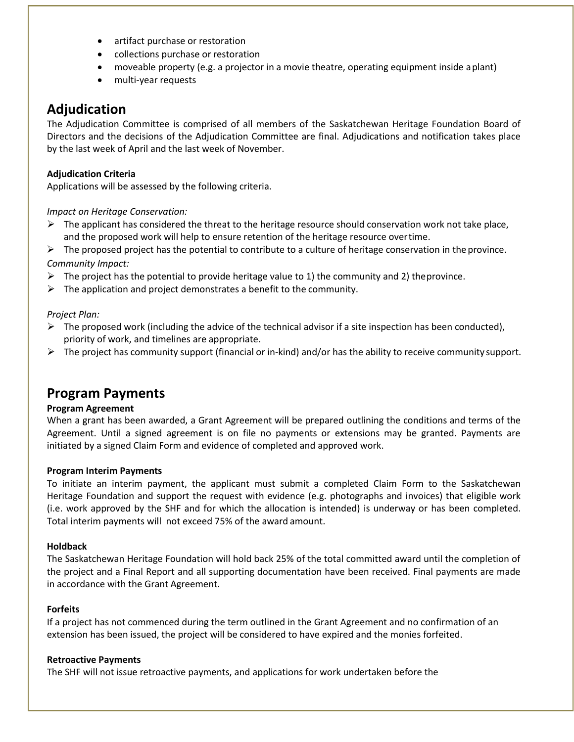- artifact purchase or restoration
- collections purchase or restoration
- moveable property (e.g. a projector in a movie theatre, operating equipment inside a plant)
- multi-year requests

## Adjudication

The Adjudication Committee is comprised of all members of the Saskatchewan Heritage Foundation Board of Directors and the decisions of the Adjudication Committee are final. Adjudications and notification takes place by the last week of April and the last week of November.

**Adjudication Criteria**

Applications will be assessed by the following criteria.

*Impact on Heritage Conservation:*

- The applicant has considered the threat to the heritage resource should conservation work not take place, and the proposed work will help to ensure retention of the heritage resource over time.
- The proposed project has the potential to contribute to a culture of heritage conservation in the province.

*Community Impact:*

- The project has the potential to provide heritage value to 1) the community and 2) the province.
- The application and project demonstrates a benefit to the community.

*Project Plan:*

- The proposed work (including the advice of the technical advisor if a site inspection has been conducted), priority of work, and timelines are appropriate.
- The project has community support (financial or in-kind) and/or has the ability to receive community support.

## Program Payments

**Program Agreement**

When a grant has been awarded, a Grant Agreement will be prepared outlining the conditions and terms of the Agreement. Until a signed agreement is on file no payments or extensions may be granted. Payments are initiated by a signed Claim Form and evidence of completed and approved work.

**Program Interim Payments**

To initiate an interim payment, the applicant must submit a completed Claim Form to the Saskatchewan Heritage Foundation and support the request with evidence (e.g. photographs and invoices) that eligible work (i.e. work approved by the SHF and for which the allocation is intended) is underway or has been completed. Total interim payments will not exceed 75% of the award amount.

**Holdback**

The Saskatchewan Heritage Foundation will hold back 25% of the total committed award until the completion of the project and a Final Report and all supporting documentation have been received. Final payments are made in accordance with the Grant Agreement.

**Forfeits**

If a project has not commenced during the term outlined in the Grant Agreement and no confirmation of an extension has been issued, the project will be considered to have expired and the monies forfeited.

**Retroactive Payments**

The SHF will not issue retroactive payments, and applications for work undertaken before the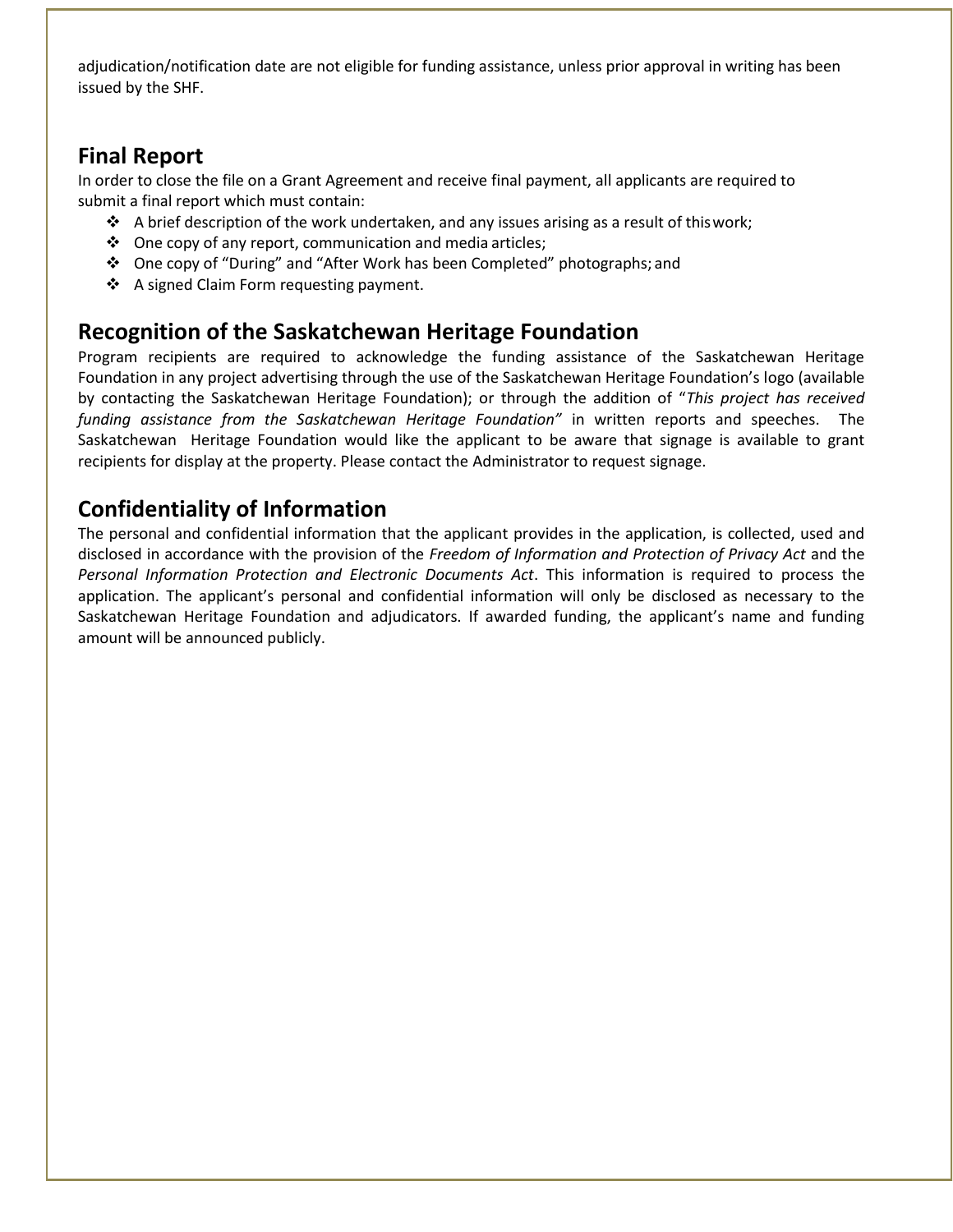adjudication/notification date are not eligible for funding assistance, unless prior approval in writing has been issued by the SHF.

## Final Report

In order to close the file on a Grant Agreement and receive final payment, all applicants are required to submit a final report which must contain:

- A brief description of the work undertaken, and any issues arising as a result of this work;
- One copy of any report, communication and media articles;
- One copy of "During" and "After Work has been Completed" photographs; and
- A signed Claim Form requesting payment.

## Recognition of the Saskatchewan Heritage Foundation

Program recipients are required to acknowledge the funding assistance of the Saskatchewan Heritage Foundation in any project advertising through the use of the Saskatchewan Heritage Foundation's logo (available by contacting the Saskatchewan Heritage Foundation); or through the addition of "*This project has received funding assistance from the Saskatchewan Heritage Foundation"* in written reports and speeches. The Saskatchewan Heritage Foundation would like the applicant to be aware that signage is available to grant recipients for display at the property. Please contact the Administrator to request signage.

## Confidentiality of Information

The personal and confidential information that the applicant provides in the application, is collected, used and disclosed in accordance with the provision of the *Freedom of Information and Protection of Privacy Act* and the *Personal Information Protection and Electronic Documents Act*. This information is required to process the application. The applicant's personal and confidential information will only be disclosed as necessary to the Saskatchewan Heritage Foundation and adjudicators. If awarded funding, the applicant's name and funding amount will be announced publicly.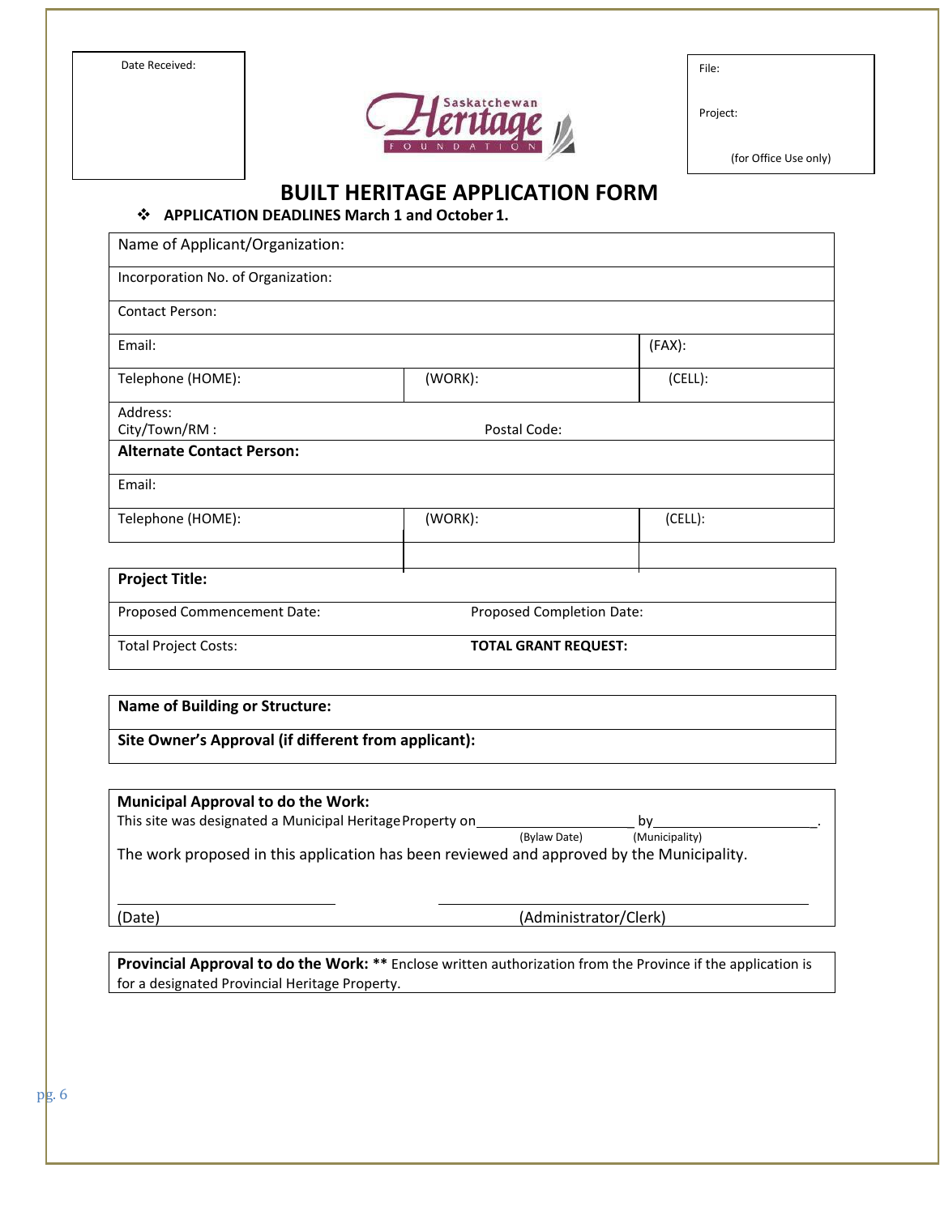| Date Received: | | File: |
|---|---|---|
| | | Project: |
| | | (for Office Use only) |

# BUILT HERITAGE APPLICATION FORM

- **APPLICATION DEADLINES March 1 and October 1.**

| Name of Applicant/Organization: | | |
|---|---|---|
| Incorporation No. of Organization: | | |
| Contact Person: | | |
| Email: | | (FAX): |
| Telephone (HOME): | (WORK): | (CELL): |
| Address:<br>City/Town/RM : Postal Code: | | |
| **Alternate Contact Person:** | | |
| Email: | | |
| Telephone (HOME): | (WORK): | (CELL): |

| **Project Title:** | |
|---|---|
| Proposed Commencement Date: | Proposed Completion Date: |
| Total Project Costs: | **TOTAL GRANT REQUEST:** |

| **Name of Building or Structure:** |
|---|
| **Site Owner's Approval (if different from applicant):** |

**Municipal Approval to do the Work:**

This site was designated a Municipal Heritage Property on____________________ by_______________________.
(Bylaw Date) (Municipality)

The work proposed in this application has been reviewed and approved by the Municipality.

___________________________ ______________________________________________

(Date) (Administrator/Clerk)

**Provincial Approval to do the Work:** ** Enclose written authorization from the Province if the application is for a designated Provincial Heritage Property.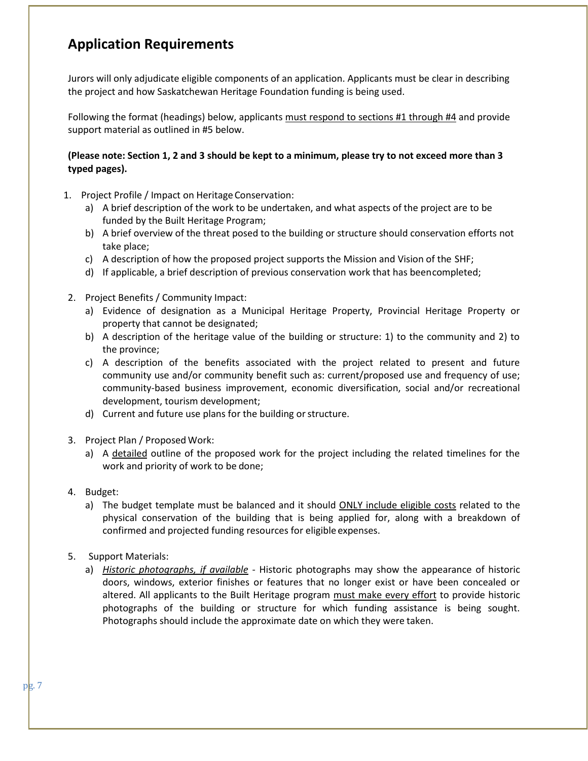## Application Requirements

Jurors will only adjudicate eligible components of an application. Applicants must be clear in describing the project and how Saskatchewan Heritage Foundation funding is being used.

Following the format (headings) below, applicants <u>must respond to sections #1 through #4</u> and provide support material as outlined in #5 below.

**(Please note: Section 1, 2 and 3 should be kept to a minimum, please try to not exceed more than 3 typed pages).**

1. Project Profile / Impact on Heritage Conservation:
   a) A brief description of the work to be undertaken, and what aspects of the project are to be funded by the Built Heritage Program;
   b) A brief overview of the threat posed to the building or structure should conservation efforts not take place;
   c) A description of how the proposed project supports the Mission and Vision of the SHF;
   d) If applicable, a brief description of previous conservation work that has been completed;

2. Project Benefits / Community Impact:
   a) Evidence of designation as a Municipal Heritage Property, Provincial Heritage Property or property that cannot be designated;
   b) A description of the heritage value of the building or structure: 1) to the community and 2) to the province;
   c) A description of the benefits associated with the project related to present and future community use and/or community benefit such as: current/proposed use and frequency of use; community-based business improvement, economic diversification, social and/or recreational development, tourism development;
   d) Current and future use plans for the building or structure.

3. Project Plan / Proposed Work:
   a) A <u>detailed</u> outline of the proposed work for the project including the related timelines for the work and priority of work to be done;

4. Budget:
   a) The budget template must be balanced and it should <u>ONLY include eligible costs</u> related to the physical conservation of the building that is being applied for, along with a breakdown of confirmed and projected funding resources for eligible expenses.

5. Support Materials:
   a) *<u>Historic photographs, if available</u>* - Historic photographs may show the appearance of historic doors, windows, exterior finishes or features that no longer exist or have been concealed or altered. All applicants to the Built Heritage program <u>must make every effort</u> to provide historic photographs of the building or structure for which funding assistance is being sought. Photographs should include the approximate date on which they were taken.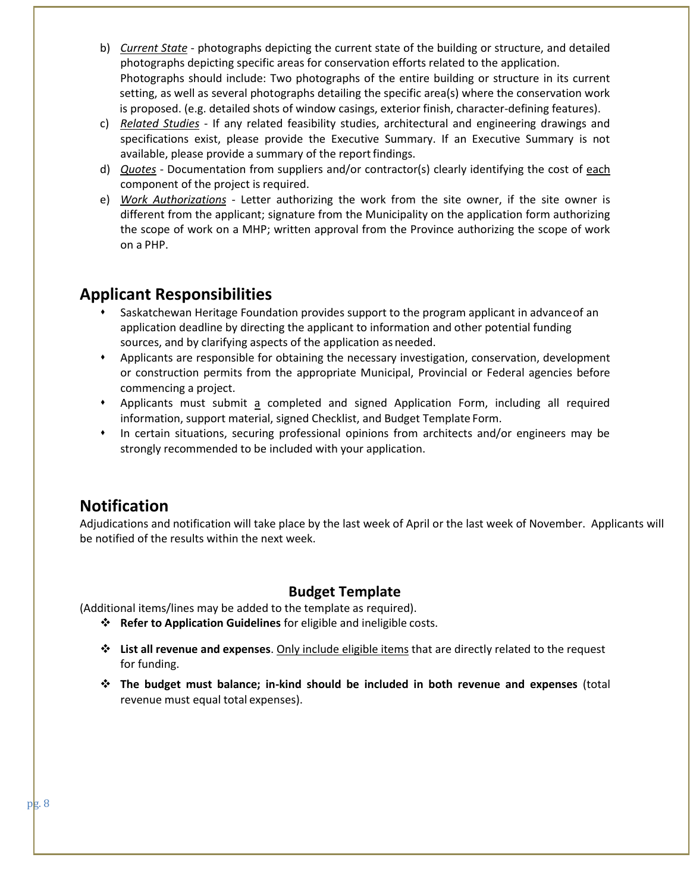b) *Current State* - photographs depicting the current state of the building or structure, and detailed photographs depicting specific areas for conservation efforts related to the application. Photographs should include: Two photographs of the entire building or structure in its current setting, as well as several photographs detailing the specific area(s) where the conservation work is proposed. (e.g. detailed shots of window casings, exterior finish, character-defining features).

c) *Related Studies* - If any related feasibility studies, architectural and engineering drawings and specifications exist, please provide the Executive Summary. If an Executive Summary is not available, please provide a summary of the report findings.

d) *Quotes* - Documentation from suppliers and/or contractor(s) clearly identifying the cost of each component of the project is required.

e) *Work Authorizations* - Letter authorizing the work from the site owner, if the site owner is different from the applicant; signature from the Municipality on the application form authorizing the scope of work on a MHP; written approval from the Province authorizing the scope of work on a PHP.

## Applicant Responsibilities

- Saskatchewan Heritage Foundation provides support to the program applicant in advance of an application deadline by directing the applicant to information and other potential funding sources, and by clarifying aspects of the application as needed.
- Applicants are responsible for obtaining the necessary investigation, conservation, development or construction permits from the appropriate Municipal, Provincial or Federal agencies before commencing a project.
- Applicants must submit a completed and signed Application Form, including all required information, support material, signed Checklist, and Budget Template Form.
- In certain situations, securing professional opinions from architects and/or engineers may be strongly recommended to be included with your application.

## Notification

Adjudications and notification will take place by the last week of April or the last week of November. Applicants will be notified of the results within the next week.

### Budget Template

(Additional items/lines may be added to the template as required).

- **Refer to Application Guidelines** for eligible and ineligible costs.
- **List all revenue and expenses**. Only include eligible items that are directly related to the request for funding.
- **The budget must balance; in-kind should be included in both revenue and expenses** (total revenue must equal total expenses).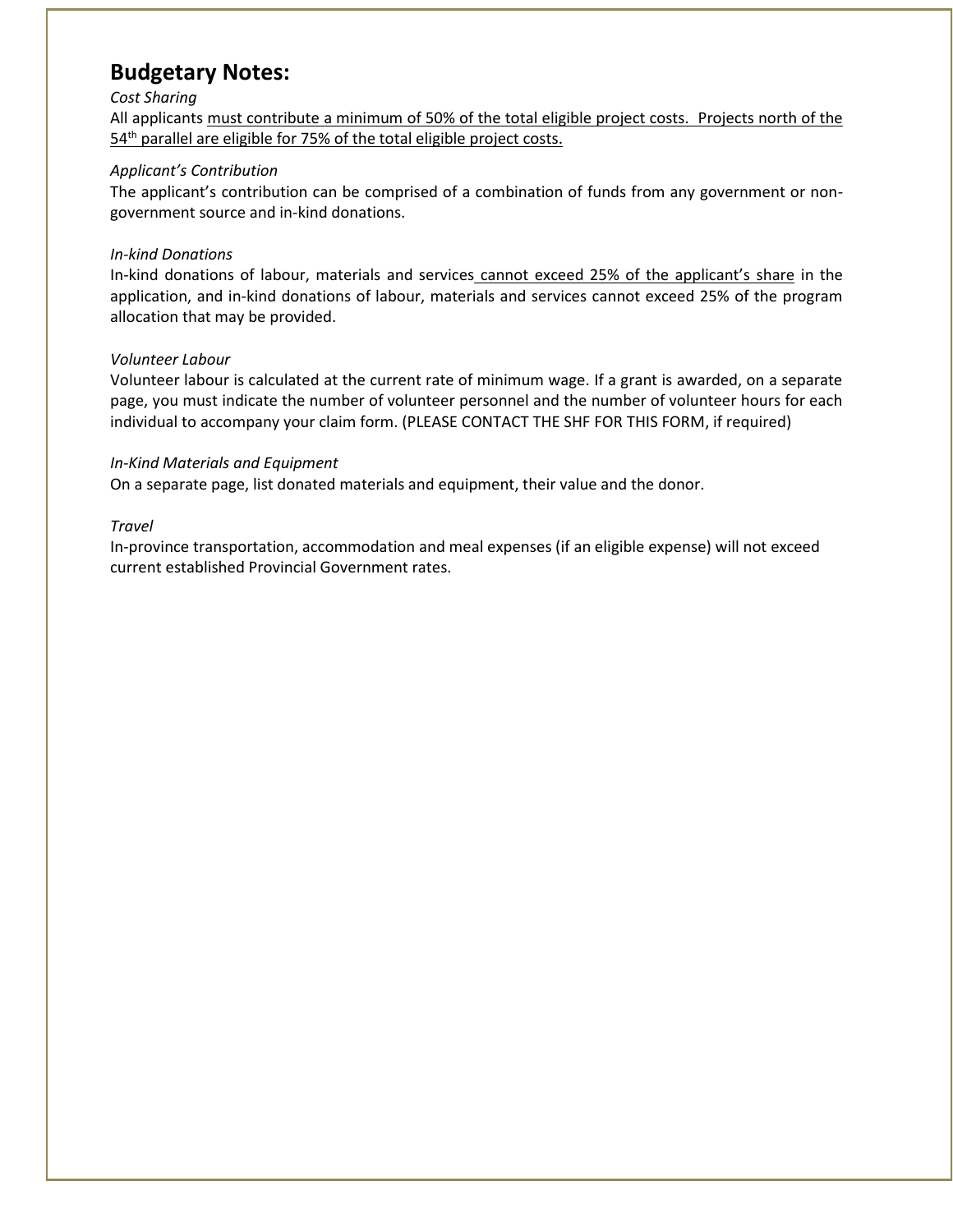## Budgetary Notes:

*Cost Sharing*

All applicants must contribute a minimum of 50% of the total eligible project costs. Projects north of the 54th parallel are eligible for 75% of the total eligible project costs.

*Applicant's Contribution*

The applicant's contribution can be comprised of a combination of funds from any government or non-government source and in-kind donations.

*In-kind Donations*

In-kind donations of labour, materials and services cannot exceed 25% of the applicant's share in the application, and in-kind donations of labour, materials and services cannot exceed 25% of the program allocation that may be provided.

*Volunteer Labour*

Volunteer labour is calculated at the current rate of minimum wage. If a grant is awarded, on a separate page, you must indicate the number of volunteer personnel and the number of volunteer hours for each individual to accompany your claim form. (PLEASE CONTACT THE SHF FOR THIS FORM, if required)

*In-Kind Materials and Equipment*

On a separate page, list donated materials and equipment, their value and the donor.

*Travel*

In-province transportation, accommodation and meal expenses (if an eligible expense) will not exceed current established Provincial Government rates.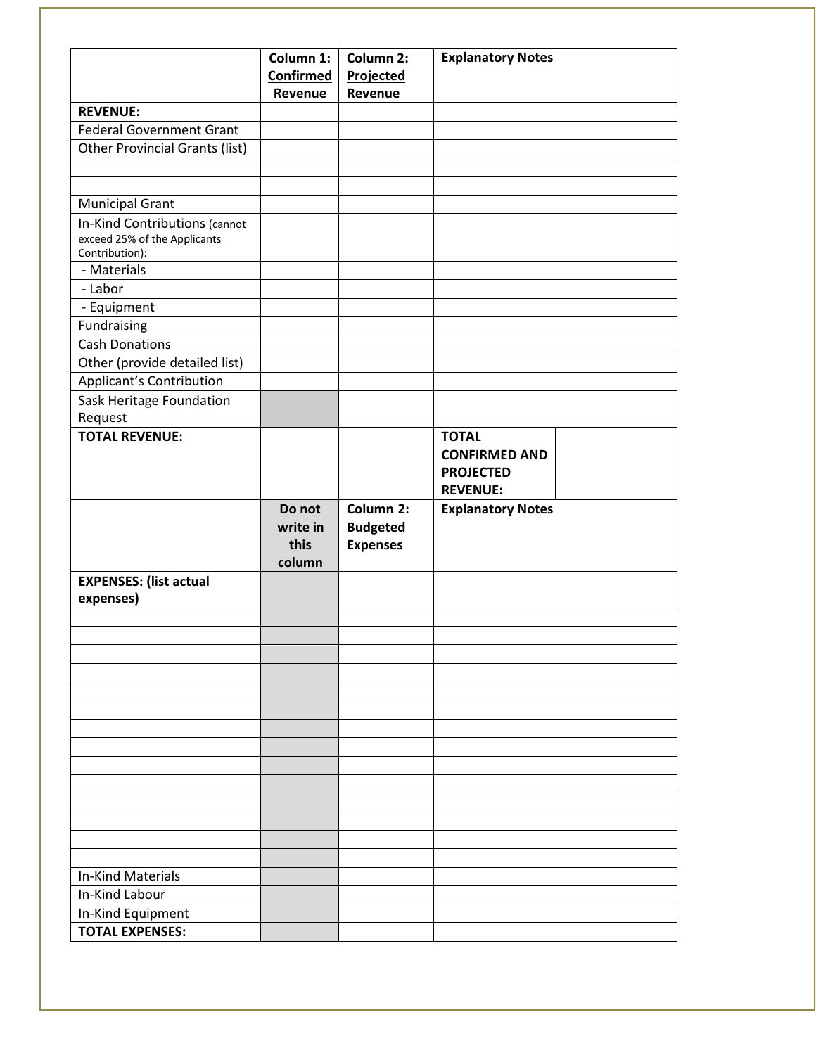| | Column 1: Confirmed Revenue | Column 2: Projected Revenue | Explanatory Notes | |
|---|---|---|---|---|
| **REVENUE:** | | | | |
| Federal Government Grant | | | | |
| Other Provincial Grants (list) | | | | |
| | | | | |
| | | | | |
| Municipal Grant | | | | |
| In-Kind Contributions (cannot exceed 25% of the Applicants Contribution): | | | | |
| - Materials | | | | |
| - Labor | | | | |
| - Equipment | | | | |
| Fundraising | | | | |
| Cash Donations | | | | |
| Other (provide detailed list) | | | | |
| Applicant's Contribution | | | | |
| Sask Heritage Foundation Request | | | | |
| **TOTAL REVENUE:** | | | **TOTAL CONFIRMED AND PROJECTED REVENUE:** | |
| | **Do not write in this column** | **Column 2: Budgeted Expenses** | **Explanatory Notes** | |
| **EXPENSES: (list actual expenses)** | | | | |
| | | | | |
| | | | | |
| | | | | |
| | | | | |
| | | | | |
| | | | | |
| | | | | |
| | | | | |
| | | | | |
| | | | | |
| | | | | |
| | | | | |
| | | | | |
| | | | | |
| In-Kind Materials | | | | |
| In-Kind Labour | | | | |
| In-Kind Equipment | | | | |
| **TOTAL EXPENSES:** | | | | |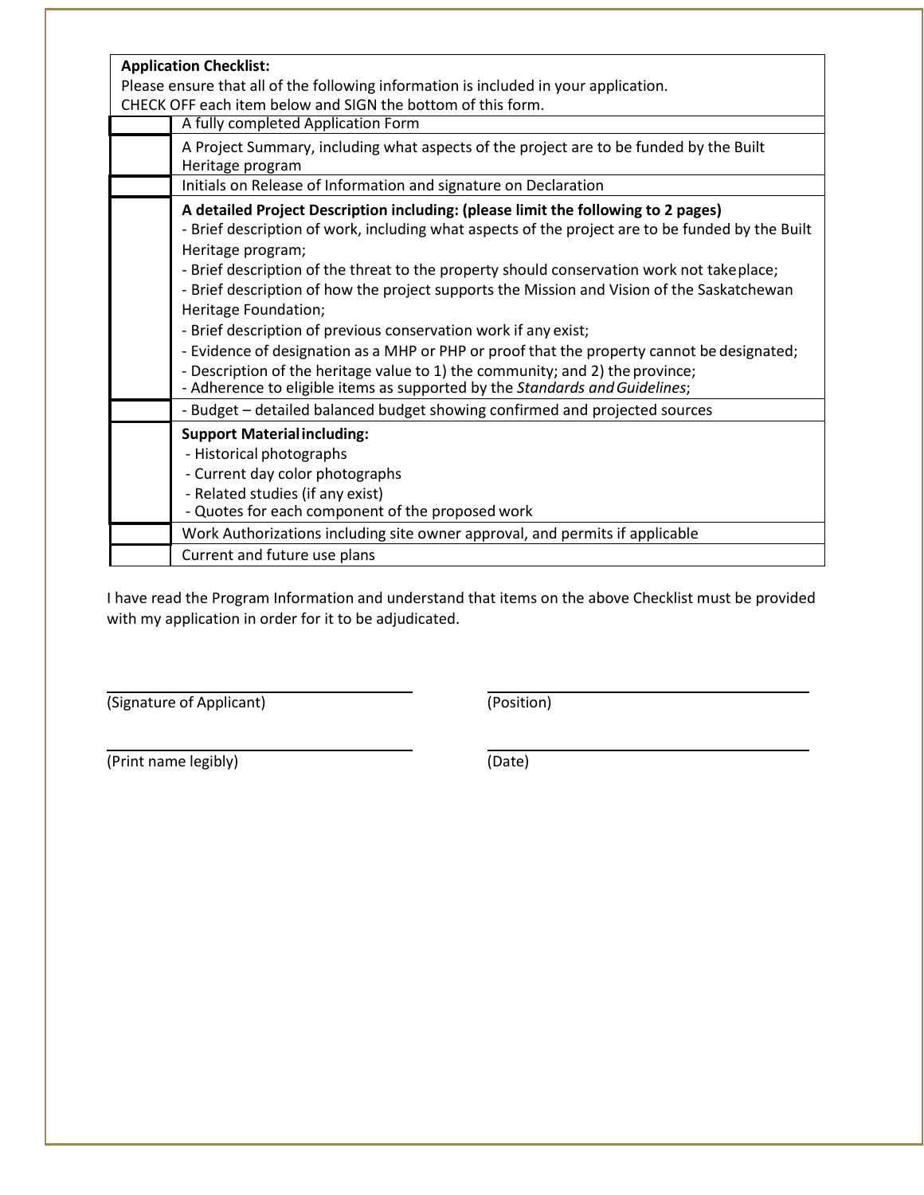| **Application Checklist:**<br>Please ensure that all of the following information is included in your application.<br>CHECK OFF each item below and SIGN the bottom of this form. | |
|---|---|
| | A fully completed Application Form |
| | A Project Summary, including what aspects of the project are to be funded by the Built Heritage program |
| | Initials on Release of Information and signature on Declaration |
| | **A detailed Project Description including: (please limit the following to 2 pages)**<br>- Brief description of work, including what aspects of the project are to be funded by the Built Heritage program;<br>- Brief description of the threat to the property should conservation work not take place;<br>- Brief description of how the project supports the Mission and Vision of the Saskatchewan Heritage Foundation;<br>- Brief description of previous conservation work if any exist;<br>- Evidence of designation as a MHP or PHP or proof that the property cannot be designated;<br>- Description of the heritage value to 1) the community; and 2) the province;<br>- Adherence to eligible items as supported by the *Standards and Guidelines*; |
| | - Budget – detailed balanced budget showing confirmed and projected sources |
| | **Support Material including:**<br>- Historical photographs<br>- Current day color photographs<br>- Related studies (if any exist)<br>- Quotes for each component of the proposed work |
| | Work Authorizations including site owner approval, and permits if applicable |
| | Current and future use plans |

I have read the Program Information and understand that items on the above Checklist must be provided with my application in order for it to be adjudicated.

______________________________ ______________________________
(Signature of Applicant) (Position)

______________________________ ______________________________
(Print name legibly) (Date)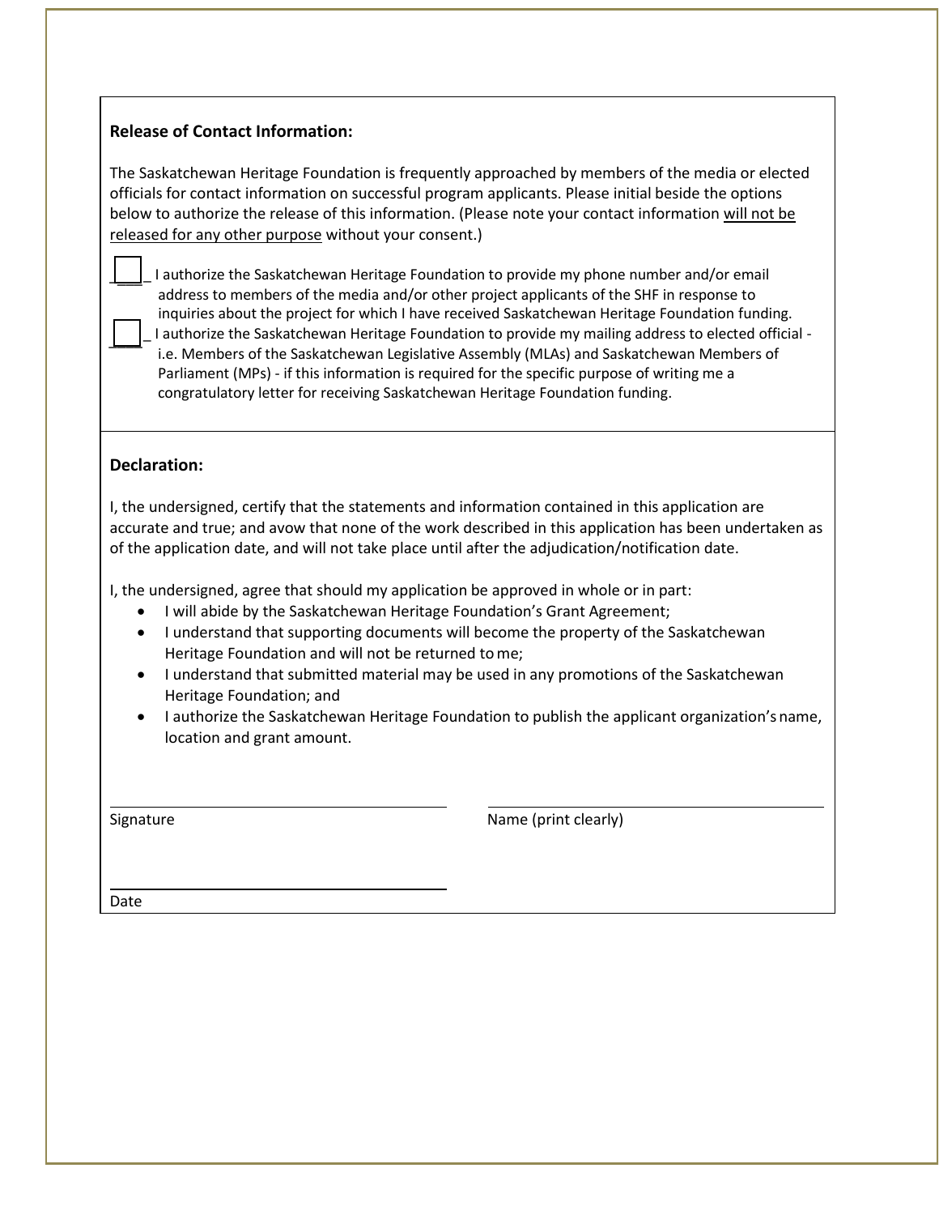**Release of Contact Information:**

The Saskatchewan Heritage Foundation is frequently approached by members of the media or elected officials for contact information on successful program applicants. Please initial beside the options below to authorize the release of this information. (Please note your contact information <u>will not be released for any other purpose</u> without your consent.)

☐ I authorize the Saskatchewan Heritage Foundation to provide my phone number and/or email address to members of the media and/or other project applicants of the SHF in response to inquiries about the project for which I have received Saskatchewan Heritage Foundation funding.

☐ I authorize the Saskatchewan Heritage Foundation to provide my mailing address to elected official - i.e. Members of the Saskatchewan Legislative Assembly (MLAs) and Saskatchewan Members of Parliament (MPs) - if this information is required for the specific purpose of writing me a congratulatory letter for receiving Saskatchewan Heritage Foundation funding.

**Declaration:**

I, the undersigned, certify that the statements and information contained in this application are accurate and true; and avow that none of the work described in this application has been undertaken as of the application date, and will not take place until after the adjudication/notification date.

I, the undersigned, agree that should my application be approved in whole or in part:

- I will abide by the Saskatchewan Heritage Foundation's Grant Agreement;
- I understand that supporting documents will become the property of the Saskatchewan Heritage Foundation and will not be returned to me;
- I understand that submitted material may be used in any promotions of the Saskatchewan Heritage Foundation; and
- I authorize the Saskatchewan Heritage Foundation to publish the applicant organization's name, location and grant amount.

Signature ______________________

Name (print clearly) ______________________

Date ______________________